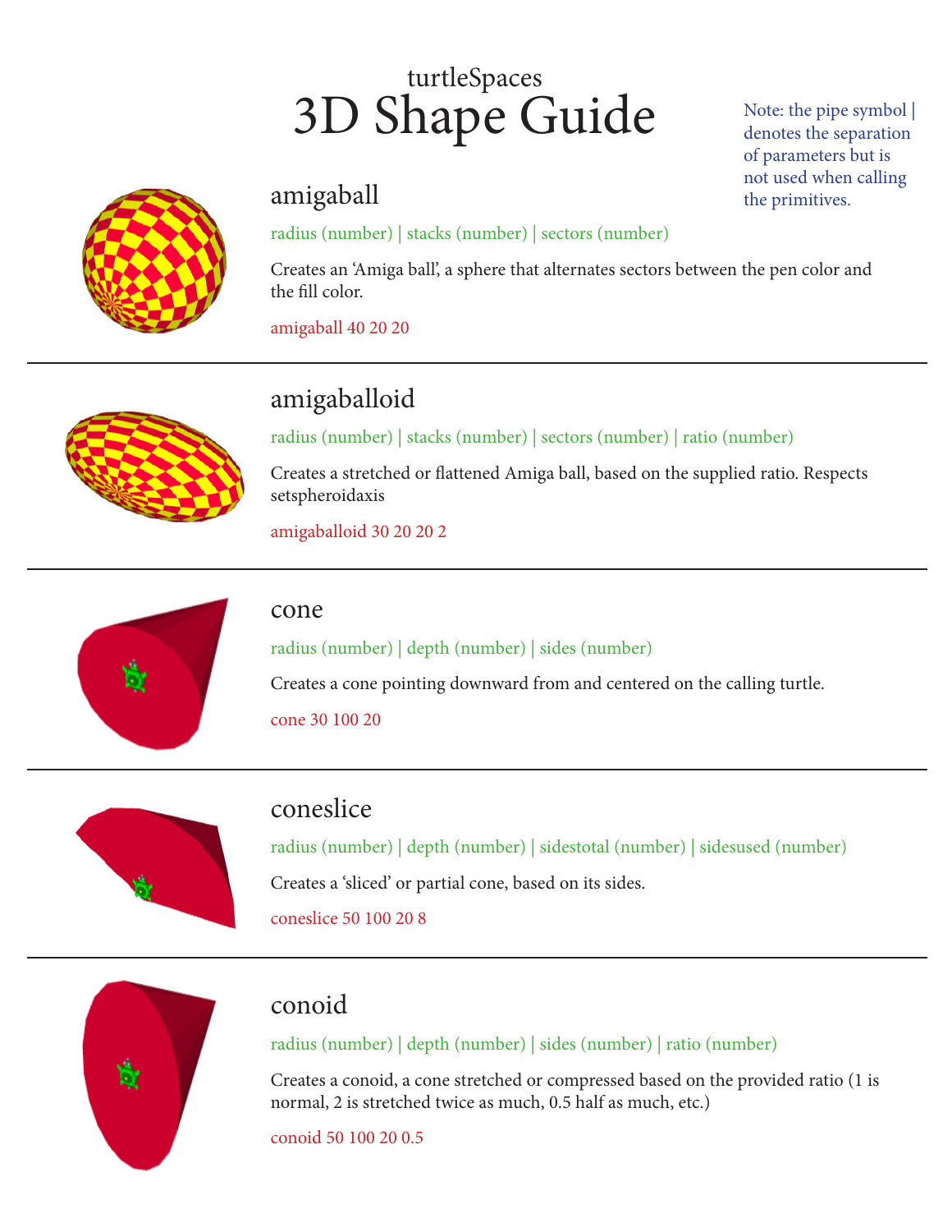turtleSpaces

# 3D Shape Guide

Note: the pipe symbol | denotes the separation of parameters but is not used when calling the primitives.

## amigaball

radius (number) | stacks (number) | sectors (number)

Creates an 'Amiga ball', a sphere that alternates sectors between the pen color and the fill color.

amigaball 40 20 20

---

## amigaballoid

radius (number) | stacks (number) | sectors (number) | ratio (number)

Creates a stretched or flattened Amiga ball, based on the supplied ratio. Respects setspheroidaxis

amigaballoid 30 20 20 2

---

## cone

radius (number) | depth (number) | sides (number)

Creates a cone pointing downward from and centered on the calling turtle.

cone 30 100 20

---

## coneslice

radius (number) | depth (number) | sidestotal (number) | sidesused (number)

Creates a 'sliced' or partial cone, based on its sides.

coneslice 50 100 20 8

---

## conoid

radius (number) | depth (number) | sides (number) | ratio (number)

Creates a conoid, a cone stretched or compressed based on the provided ratio (1 is normal, 2 is stretched twice as much, 0.5 half as much, etc.)

conoid 50 100 20 0.5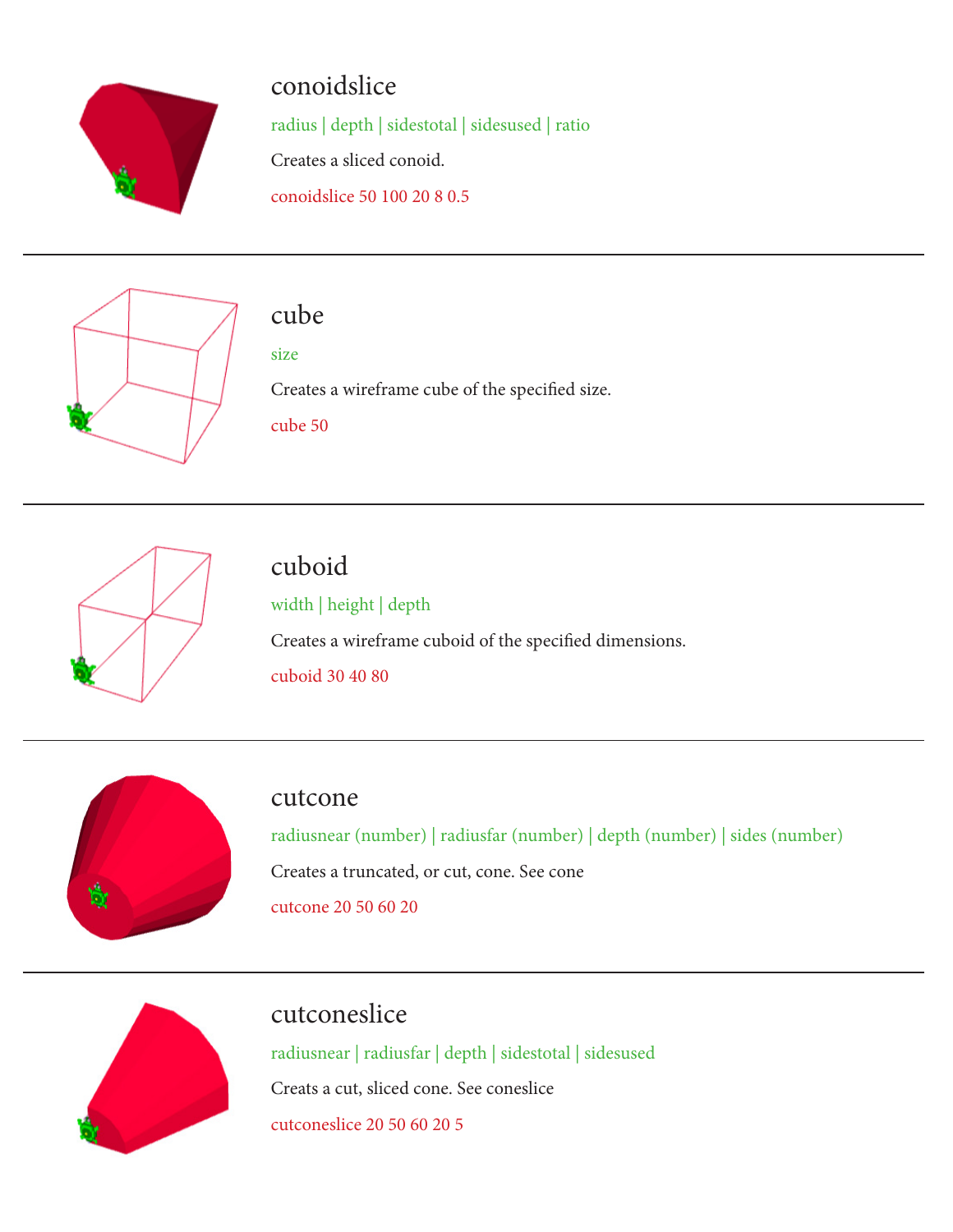## conoidslice

radius | depth | sidestotal | sidesused | ratio

Creates a sliced conoid.

conoidslice 50 100 20 8 0.5

---

## cube

size

Creates a wireframe cube of the specified size.

cube 50

---

## cuboid

width | height | depth

Creates a wireframe cuboid of the specified dimensions.

cuboid 30 40 80

---

## cutcone

radiusnear (number) | radiusfar (number) | depth (number) | sides (number)

Creates a truncated, or cut, cone. See cone

cutcone 20 50 60 20

---

## cutconeslice

radiusnear | radiusfar | depth | sidestotal | sidesused

Creats a cut, sliced cone. See coneslice

cutconeslice 20 50 60 20 5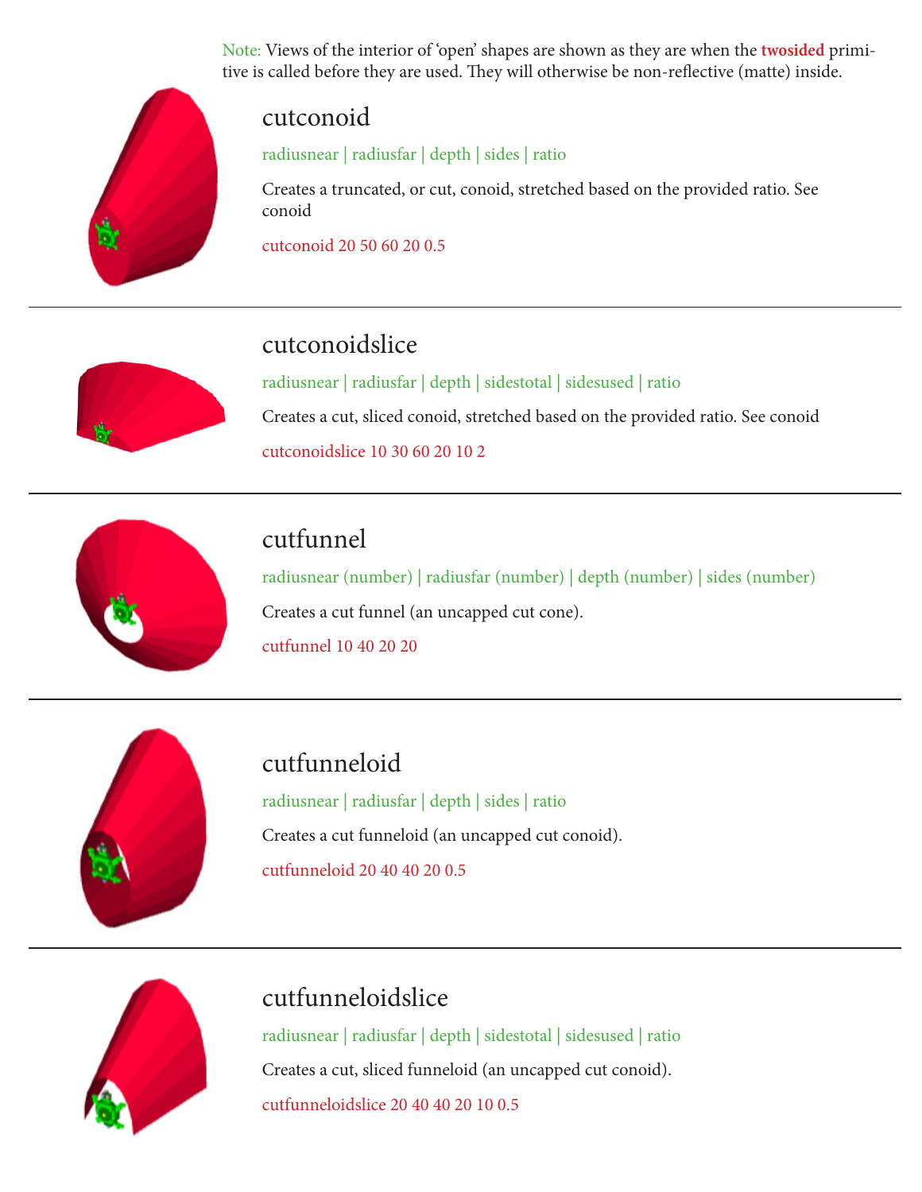Note: Views of the interior of 'open' shapes are shown as they are when the **twosided** primitive is called before they are used. They will otherwise be non-reflective (matte) inside.

## cutconoid

radiusnear | radiusfar | depth | sides | ratio

Creates a truncated, or cut, conoid, stretched based on the provided ratio. See conoid

```
cutconoid 20 50 60 20 0.5
```

---

## cutconoidslice

radiusnear | radiusfar | depth | sidestotal | sidesused | ratio

Creates a cut, sliced conoid, stretched based on the provided ratio. See conoid

```
cutconoidslice 10 30 60 20 10 2
```

---

## cutfunnel

radiusnear (number) | radiusfar (number) | depth (number) | sides (number)

Creates a cut funnel (an uncapped cut cone).

```
cutfunnel 10 40 20 20
```

---

## cutfunneloid

radiusnear | radiusfar | depth | sides | ratio

Creates a cut funneloid (an uncapped cut conoid).

```
cutfunneloid 20 40 40 20 0.5
```

---

## cutfunneloidslice

radiusnear | radiusfar | depth | sidestotal | sidesused | ratio

Creates a cut, sliced funneloid (an uncapped cut conoid).

```
cutfunneloidslice 20 40 40 20 10 0.5
```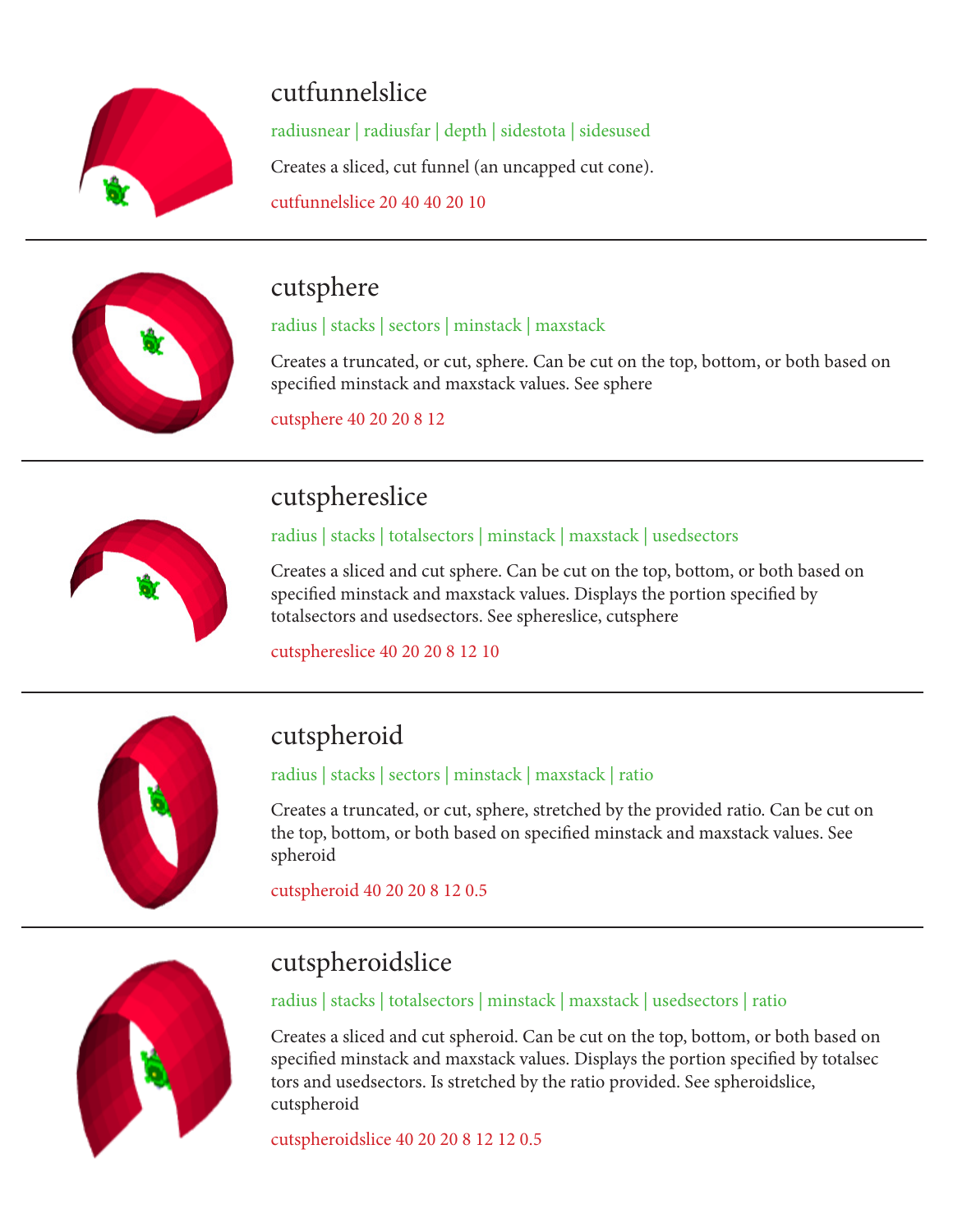## cutfunnelslice

radiusnear | radiusfar | depth | sidestota | sidesused

Creates a sliced, cut funnel (an uncapped cut cone).

cutfunnelslice 20 40 40 20 10

---

## cutsphere

radius | stacks | sectors | minstack | maxstack

Creates a truncated, or cut, sphere. Can be cut on the top, bottom, or both based on specified minstack and maxstack values. See sphere

cutsphere 40 20 20 8 12

---

## cutsphereslice

radius | stacks | totalsectors | minstack | maxstack | usedsectors

Creates a sliced and cut sphere. Can be cut on the top, bottom, or both based on specified minstack and maxstack values. Displays the portion specified by totalsectors and usedsectors. See sphereslice, cutsphere

cutsphereslice 40 20 20 8 12 10

---

## cutspheroid

radius | stacks | sectors | minstack | maxstack | ratio

Creates a truncated, or cut, sphere, stretched by the provided ratio. Can be cut on the top, bottom, or both based on specified minstack and maxstack values. See spheroid

cutspheroid 40 20 20 8 12 0.5

---

## cutspheroidslice

radius | stacks | totalsectors | minstack | maxstack | usedsectors | ratio

Creates a sliced and cut spheroid. Can be cut on the top, bottom, or both based on specified minstack and maxstack values. Displays the portion specified by totalsectors and usedsectors. Is stretched by the ratio provided. See spheroidslice, cutspheroid

cutspheroidslice 40 20 20 8 12 12 0.5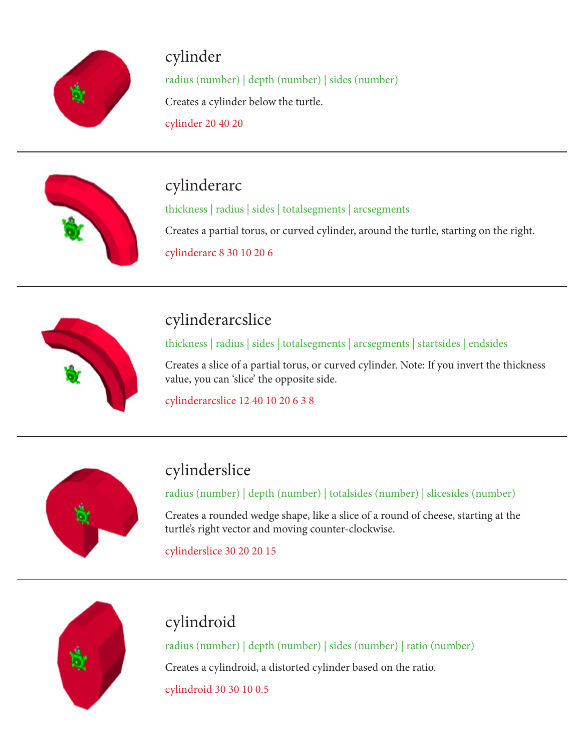## cylinder

radius (number) | depth (number) | sides (number)

Creates a cylinder below the turtle.

cylinder 20 40 20

---

## cylinderarc

thickness | radius | sides | totalsegments | arcsegments

Creates a partial torus, or curved cylinder, around the turtle, starting on the right.

cylinderarc 8 30 10 20 6

---

## cylinderarcslice

thickness | radius | sides | totalsegments | arcsegments | startsides | endsides

Creates a slice of a partial torus, or curved cylinder. Note: If you invert the thickness value, you can 'slice' the opposite side.

cylinderarcslice 12 40 10 20 6 3 8

---

## cylinderslice

radius (number) | depth (number) | totalsides (number) | slicesides (number)

Creates a rounded wedge shape, like a slice of a round of cheese, starting at the turtle's right vector and moving counter-clockwise.

cylinderslice 30 20 20 15

---

## cylindroid

radius (number) | depth (number) | sides (number) | ratio (number)

Creates a cylindroid, a distorted cylinder based on the ratio.

cylindroid 30 30 10 0.5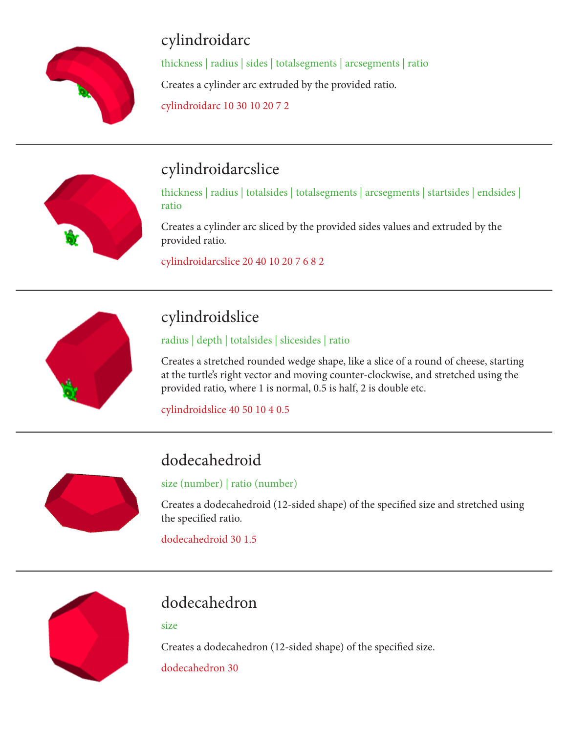## cylindroidarc

thickness | radius | sides | totalsegments | arcsegments | ratio

Creates a cylinder arc extruded by the provided ratio.

cylindroidarc 10 30 10 20 7 2

---

## cylindroidarcslice

thickness | radius | totalsides | totalsegments | arcsegments | startsides | endsides | ratio

Creates a cylinder arc sliced by the provided sides values and extruded by the provided ratio.

cylindroidarcslice 20 40 10 20 7 6 8 2

---

## cylindroidslice

radius | depth | totalsides | slicesides | ratio

Creates a stretched rounded wedge shape, like a slice of a round of cheese, starting at the turtle's right vector and moving counter-clockwise, and stretched using the provided ratio, where 1 is normal, 0.5 is half, 2 is double etc.

cylindroidslice 40 50 10 4 0.5

---

## dodecahedroid

size (number) | ratio (number)

Creates a dodecahedroid (12-sided shape) of the specified size and stretched using the specified ratio.

dodecahedroid 30 1.5

---

## dodecahedron

size

Creates a dodecahedron (12-sided shape) of the specified size.

dodecahedron 30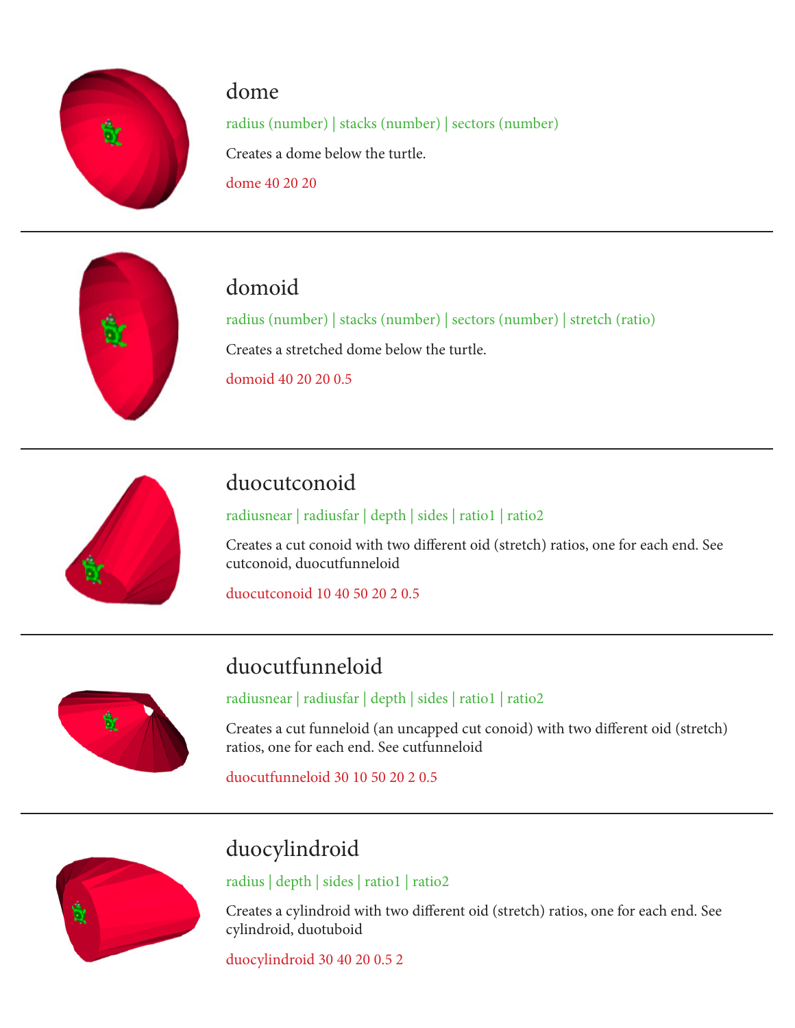## dome

radius (number) | stacks (number) | sectors (number)

Creates a dome below the turtle.

dome 40 20 20

---

## domoid

radius (number) | stacks (number) | sectors (number) | stretch (ratio)

Creates a stretched dome below the turtle.

domoid 40 20 20 0.5

---

## duocutconoid

radiusnear | radiusfar | depth | sides | ratio1 | ratio2

Creates a cut conoid with two different oid (stretch) ratios, one for each end. See cutconoid, duocutfunneloid

duocutconoid 10 40 50 20 2 0.5

---

## duocutfunneloid

radiusnear | radiusfar | depth | sides | ratio1 | ratio2

Creates a cut funneloid (an uncapped cut conoid) with two different oid (stretch) ratios, one for each end. See cutfunneloid

duocutfunneloid 30 10 50 20 2 0.5

---

## duocylindroid

radius | depth | sides | ratio1 | ratio2

Creates a cylindroid with two different oid (stretch) ratios, one for each end. See cylindroid, duotuboid

duocylindroid 30 40 20 0.5 2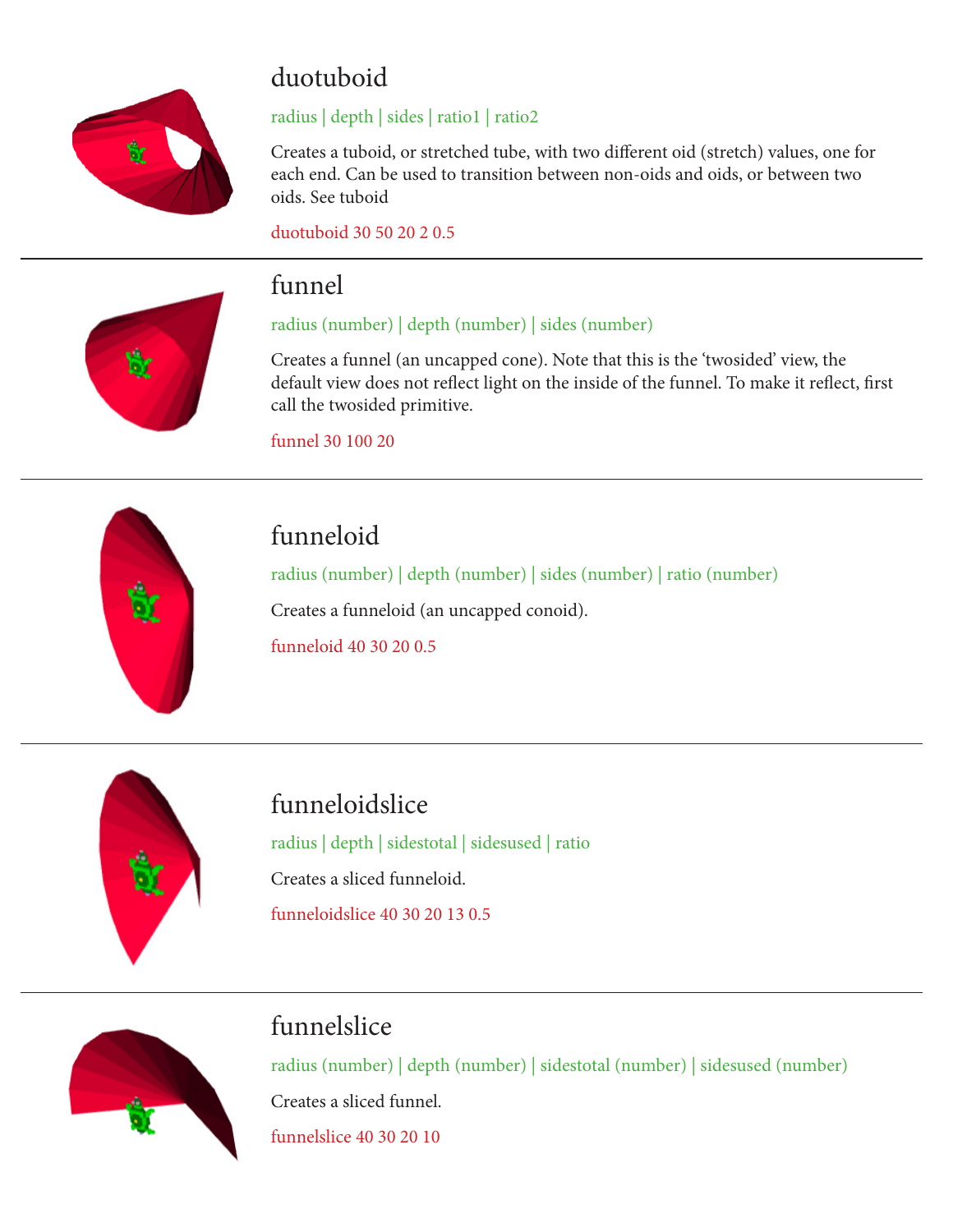## duotuboid

radius | depth | sides | ratio1 | ratio2

Creates a tuboid, or stretched tube, with two different oid (stretch) values, one for each end. Can be used to transition between non-oids and oids, or between two oids. See tuboid

duotuboid 30 50 20 2 0.5

---

## funnel

radius (number) | depth (number) | sides (number)

Creates a funnel (an uncapped cone). Note that this is the 'twosided' view, the default view does not reflect light on the inside of the funnel. To make it reflect, first call the twosided primitive.

funnel 30 100 20

---

## funneloid

radius (number) | depth (number) | sides (number) | ratio (number)

Creates a funneloid (an uncapped conoid).

funneloid 40 30 20 0.5

---

## funneloidslice

radius | depth | sidestotal | sidesused | ratio

Creates a sliced funneloid.

funneloidslice 40 30 20 13 0.5

---

## funnelslice

radius (number) | depth (number) | sidestotal (number) | sidesused (number)

Creates a sliced funnel.

funnelslice 40 30 20 10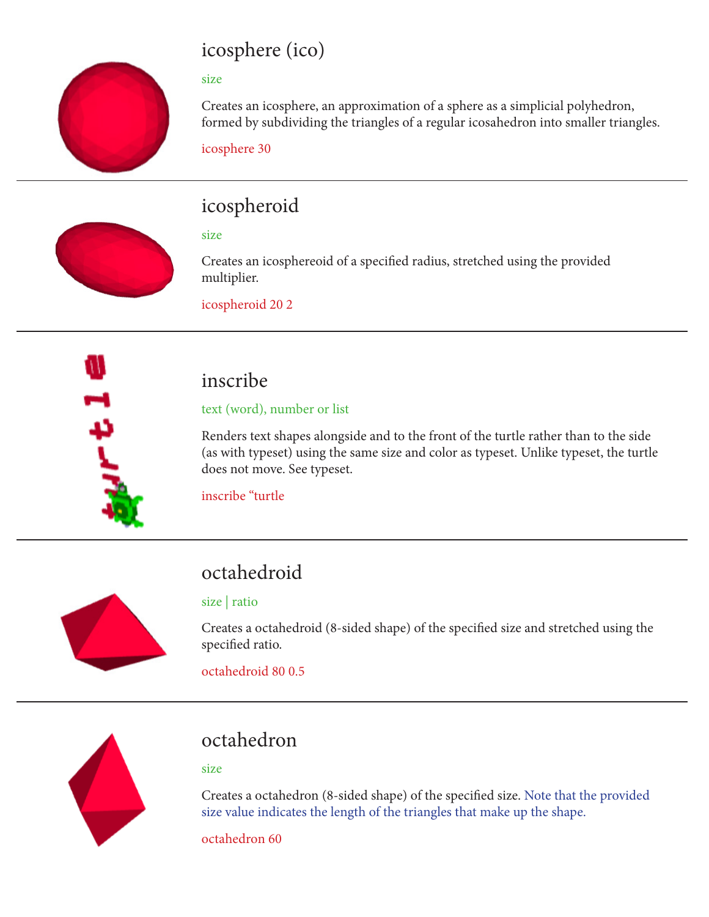## icosphere (ico)

size

Creates an icosphere, an approximation of a sphere as a simplicial polyhedron, formed by subdividing the triangles of a regular icosahedron into smaller triangles.

icosphere 30

---

## icospheroid

size

Creates an icosphereoid of a specified radius, stretched using the provided multiplier.

icospheroid 20 2

---

## inscribe

text (word), number or list

Renders text shapes alongside and to the front of the turtle rather than to the side (as with typeset) using the same size and color as typeset. Unlike typeset, the turtle does not move. See typeset.

inscribe "turtle

---

## octahedroid

size | ratio

Creates a octahedroid (8-sided shape) of the specified size and stretched using the specified ratio.

octahedroid 80 0.5

---

## octahedron

size

Creates a octahedron (8-sided shape) of the specified size. Note that the provided size value indicates the length of the triangles that make up the shape.

octahedron 60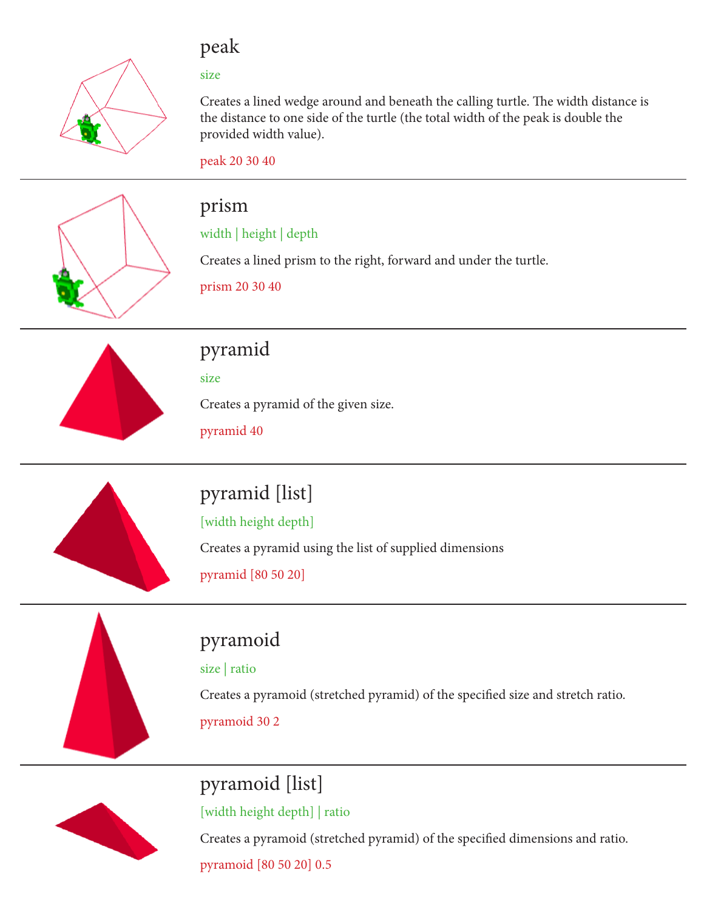## peak

size

Creates a lined wedge around and beneath the calling turtle. The width distance is the distance to one side of the turtle (the total width of the peak is double the provided width value).

peak 20 30 40

## prism

width | height | depth

Creates a lined prism to the right, forward and under the turtle.

prism 20 30 40

## pyramid

size

Creates a pyramid of the given size.

pyramid 40

## pyramid [list]

[width height depth]

Creates a pyramid using the list of supplied dimensions

pyramid [80 50 20]

## pyramoid

size | ratio

Creates a pyramoid (stretched pyramid) of the specified size and stretch ratio.

pyramoid 30 2

## pyramoid [list]

[width height depth] | ratio

Creates a pyramoid (stretched pyramid) of the specified dimensions and ratio.

pyramoid [80 50 20] 0.5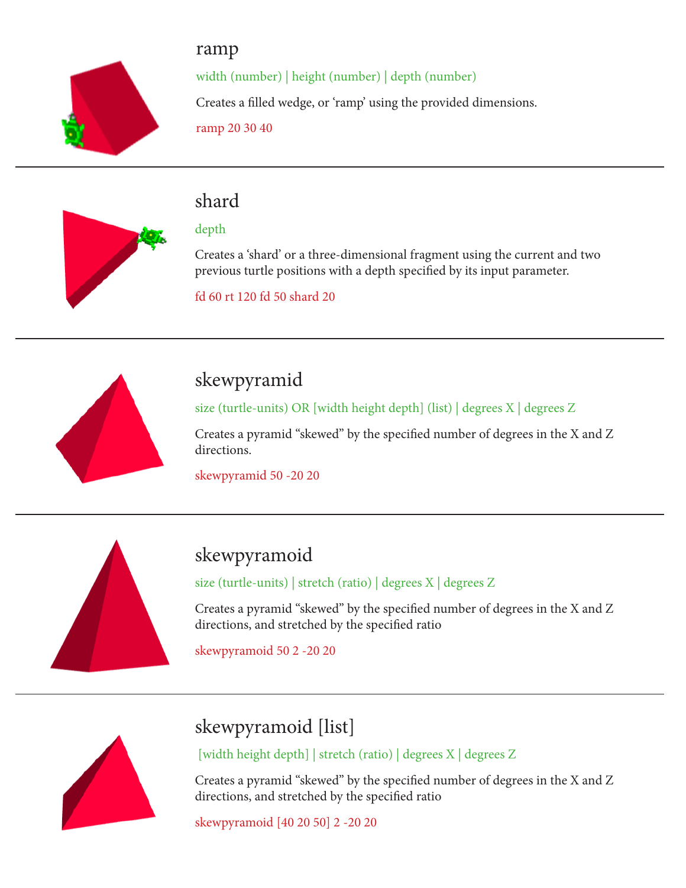## ramp

width (number) | height (number) | depth (number)

Creates a filled wedge, or 'ramp' using the provided dimensions.

ramp 20 30 40

---

## shard

depth

Creates a 'shard' or a three-dimensional fragment using the current and two previous turtle positions with a depth specified by its input parameter.

fd 60 rt 120 fd 50 shard 20

---

## skewpyramid

size (turtle-units) OR [width height depth] (list) | degrees X | degrees Z

Creates a pyramid "skewed" by the specified number of degrees in the X and Z directions.

skewpyramid 50 -20 20

---

## skewpyramoid

size (turtle-units) | stretch (ratio) | degrees X | degrees Z

Creates a pyramid "skewed" by the specified number of degrees in the X and Z directions, and stretched by the specified ratio

skewpyramoid 50 2 -20 20

---

## skewpyramoid [list]

[width height depth] | stretch (ratio) | degrees X | degrees Z

Creates a pyramid "skewed" by the specified number of degrees in the X and Z directions, and stretched by the specified ratio

skewpyramoid [40 20 50] 2 -20 20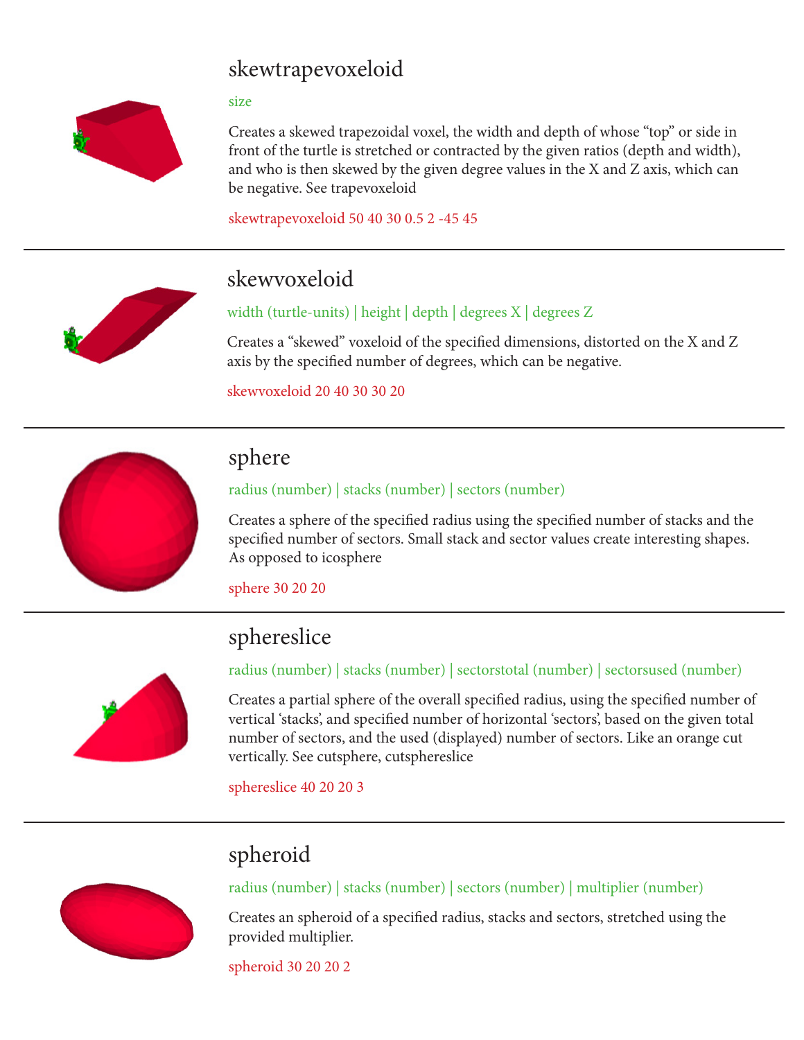## skewtrapevoxeloid

size

Creates a skewed trapezoidal voxel, the width and depth of whose “top” or side in front of the turtle is stretched or contracted by the given ratios (depth and width), and who is then skewed by the given degree values in the X and Z axis, which can be negative. See trapevoxeloid

skewtrapevoxeloid 50 40 30 0.5 2 -45 45

---

## skewvoxeloid

width (turtle-units) | height | depth | degrees X | degrees Z

Creates a “skewed” voxeloid of the specified dimensions, distorted on the X and Z axis by the specified number of degrees, which can be negative.

skewvoxeloid 20 40 30 30 20

---

## sphere

radius (number) | stacks (number) | sectors (number)

Creates a sphere of the specified radius using the specified number of stacks and the specified number of sectors. Small stack and sector values create interesting shapes. As opposed to icosphere

sphere 30 20 20

---

## sphereslice

radius (number) | stacks (number) | sectorstotal (number) | sectorsused (number)

Creates a partial sphere of the overall specified radius, using the specified number of vertical ‘stacks’, and specified number of horizontal ‘sectors’, based on the given total number of sectors, and the used (displayed) number of sectors. Like an orange cut vertically. See cutsphere, cutsphereslice

sphereslice 40 20 20 3

---

## spheroid

radius (number) | stacks (number) | sectors (number) | multiplier (number)

Creates an spheroid of a specified radius, stacks and sectors, stretched using the provided multiplier.

spheroid 30 20 20 2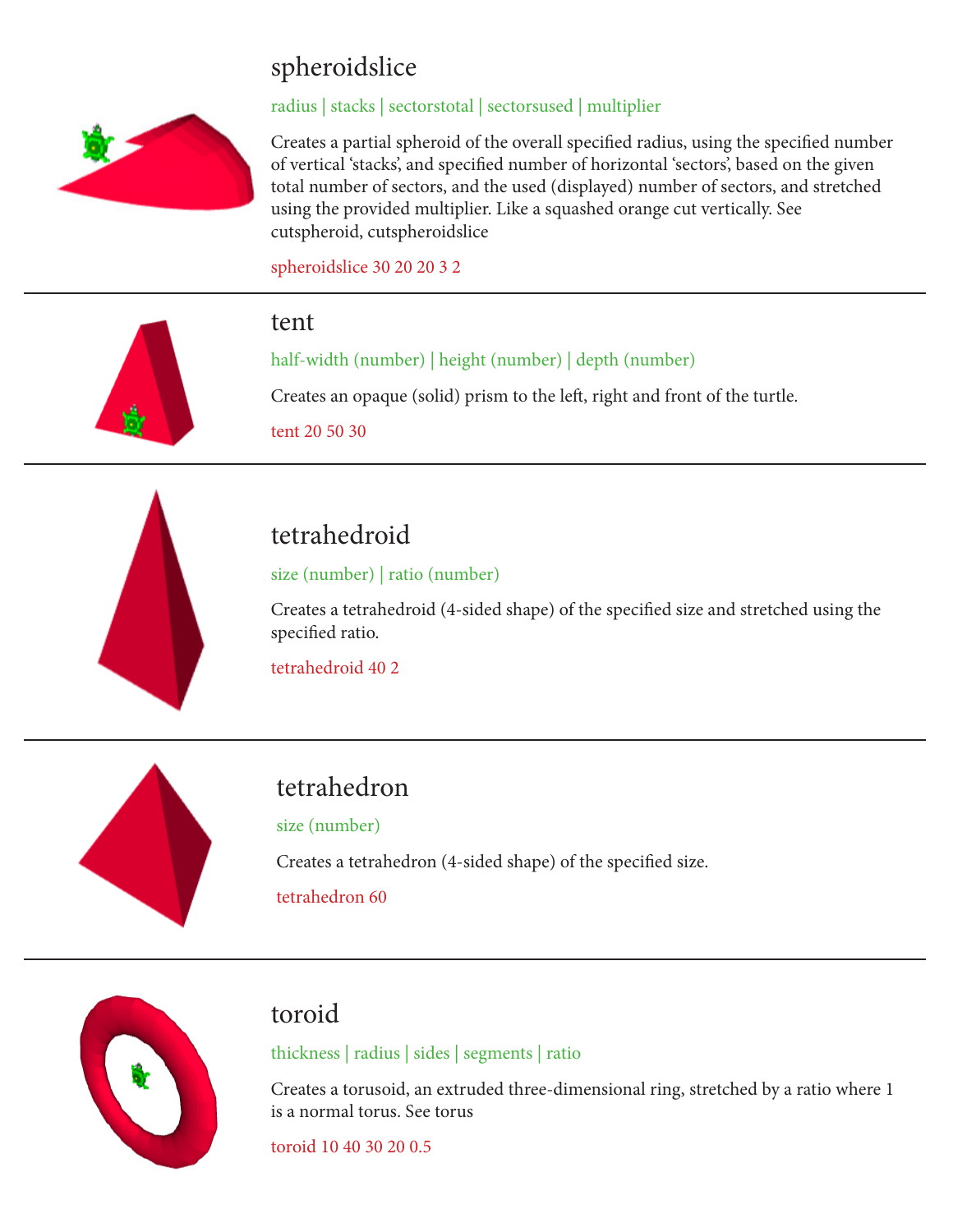## spheroidslice

radius | stacks | sectorstotal | sectorsused | multiplier

Creates a partial spheroid of the overall specified radius, using the specified number of vertical ‘stacks’, and specified number of horizontal ‘sectors’, based on the given total number of sectors, and the used (displayed) number of sectors, and stretched using the provided multiplier. Like a squashed orange cut vertically. See cutspheroid, cutspheroidslice

spheroidslice 30 20 20 3 2

---

## tent

half-width (number) | height (number) | depth (number)

Creates an opaque (solid) prism to the left, right and front of the turtle.

tent 20 50 30

---

## tetrahedroid

size (number) | ratio (number)

Creates a tetrahedroid (4-sided shape) of the specified size and stretched using the specified ratio.

tetrahedroid 40 2

---

## tetrahedron

size (number)

Creates a tetrahedron (4-sided shape) of the specified size.

tetrahedron 60

---

## toroid

thickness | radius | sides | segments | ratio

Creates a torusoid, an extruded three-dimensional ring, stretched by a ratio where 1 is a normal torus. See torus

toroid 10 40 30 20 0.5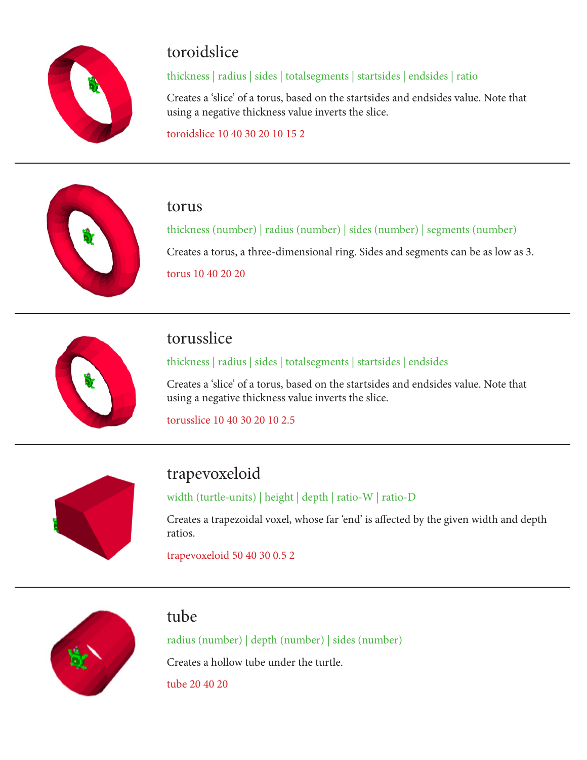## toroidslice

thickness | radius | sides | totalsegments | startsides | endsides | ratio

Creates a 'slice' of a torus, based on the startsides and endsides value. Note that using a negative thickness value inverts the slice.

toroidslice 10 40 30 20 10 15 2

---

## torus

thickness (number) | radius (number) | sides (number) | segments (number)

Creates a torus, a three-dimensional ring. Sides and segments can be as low as 3.

torus 10 40 20 20

---

## torusslice

thickness | radius | sides | totalsegments | startsides | endsides

Creates a 'slice' of a torus, based on the startsides and endsides value. Note that using a negative thickness value inverts the slice.

torusslice 10 40 30 20 10 2.5

---

## trapevoxeloid

width (turtle-units) | height | depth | ratio-W | ratio-D

Creates a trapezoidal voxel, whose far 'end' is affected by the given width and depth ratios.

trapevoxeloid 50 40 30 0.5 2

---

## tube

radius (number) | depth (number) | sides (number)

Creates a hollow tube under the turtle.

tube 20 40 20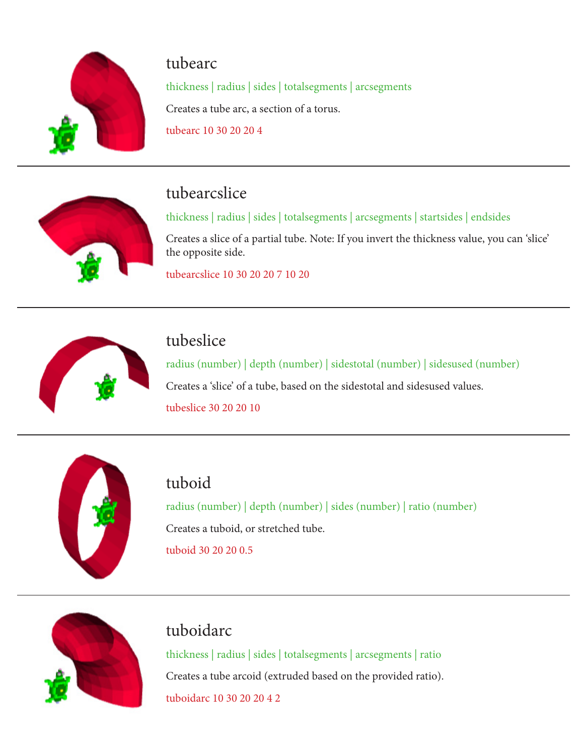## tubearc

thickness | radius | sides | totalsegments | arcsegments

Creates a tube arc, a section of a torus.

tubearc 10 30 20 20 4

---

## tubearcslice

thickness | radius | sides | totalsegments | arcsegments | startsides | endsides

Creates a slice of a partial tube. Note: If you invert the thickness value, you can 'slice' the opposite side.

tubearcslice 10 30 20 20 7 10 20

---

## tubeslice

radius (number) | depth (number) | sidestotal (number) | sidesused (number)

Creates a 'slice' of a tube, based on the sidestotal and sidesused values.

tubeslice 30 20 20 10

---

## tuboid

radius (number) | depth (number) | sides (number) | ratio (number)

Creates a tuboid, or stretched tube.

tuboid 30 20 20 0.5

---

## tuboidarc

thickness | radius | sides | totalsegments | arcsegments | ratio

Creates a tube arcoid (extruded based on the provided ratio).

tuboidarc 10 30 20 20 4 2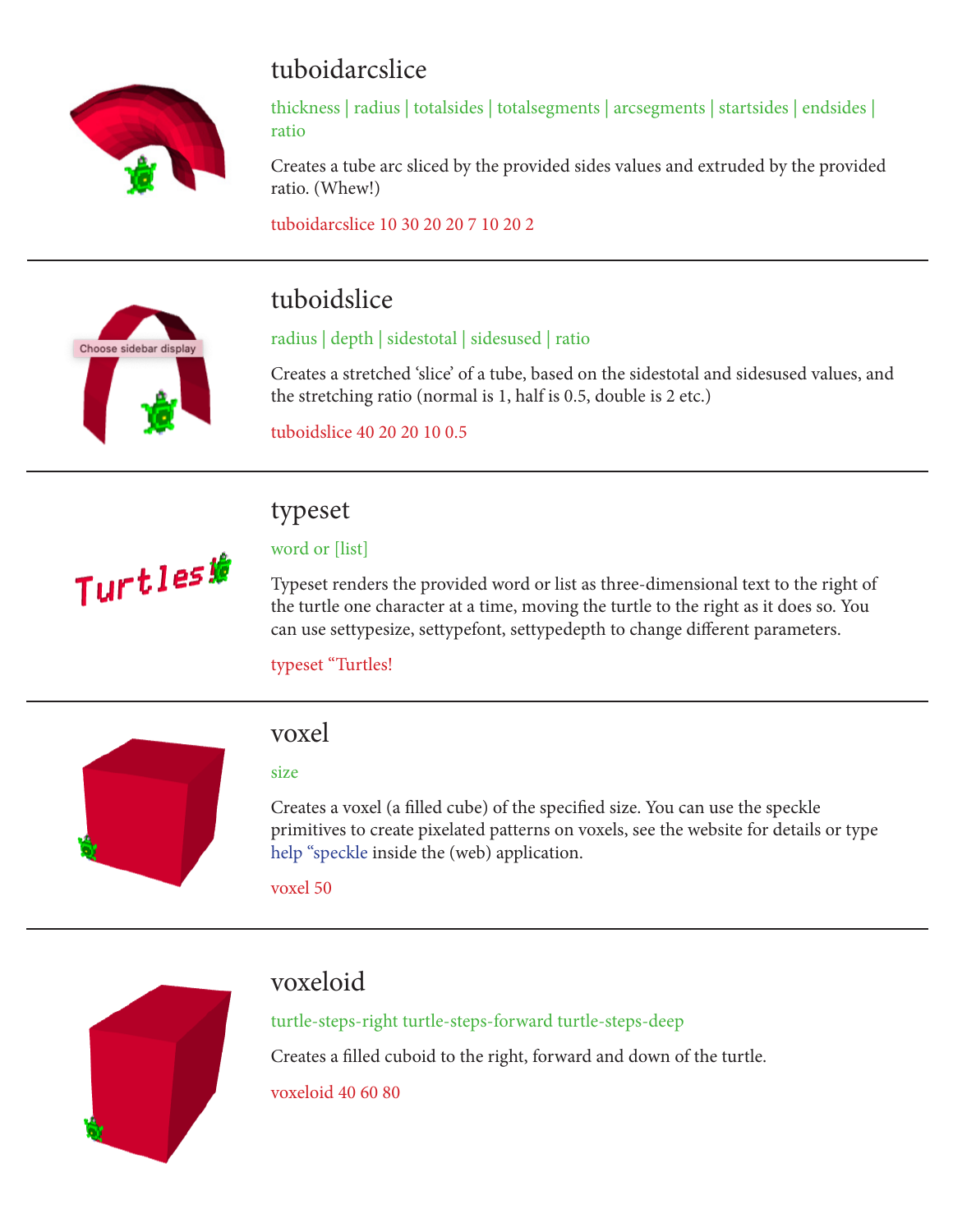## tuboidarcslice

thickness | radius | totalsides | totalsegments | arcsegments | startsides | endsides | ratio

Creates a tube arc sliced by the provided sides values and extruded by the provided ratio. (Whew!)

tuboidarcslice 10 30 20 20 7 10 20 2

---

## tuboidslice

radius | depth | sidestotal | sidesused | ratio

Creates a stretched 'slice' of a tube, based on the sidestotal and sidesused values, and the stretching ratio (normal is 1, half is 0.5, double is 2 etc.)

tuboidslice 40 20 20 10 0.5

---

## typeset

word or [list]

Typeset renders the provided word or list as three-dimensional text to the right of the turtle one character at a time, moving the turtle to the right as it does so. You can use settypesize, settypefont, settypedepth to change different parameters.

typeset "Turtles!

---

## voxel

size

Creates a voxel (a filled cube) of the specified size. You can use the speckle primitives to create pixelated patterns on voxels, see the website for details or type help "speckle inside the (web) application.

voxel 50

---

## voxeloid

turtle-steps-right turtle-steps-forward turtle-steps-deep

Creates a filled cuboid to the right, forward and down of the turtle.

voxeloid 40 60 80